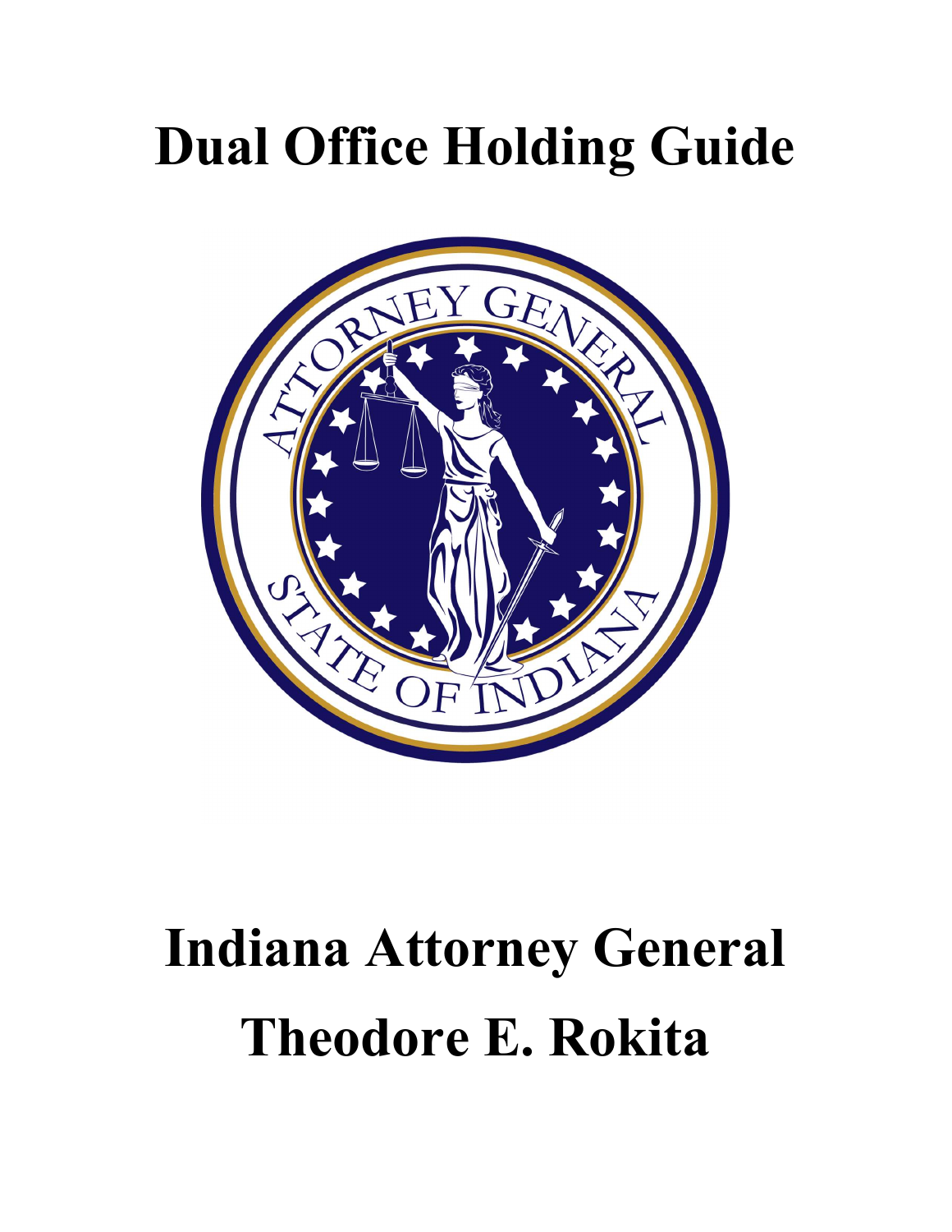# Dual Office Holding Guide

# Indiana Attorney General

# Theodore E. Rokita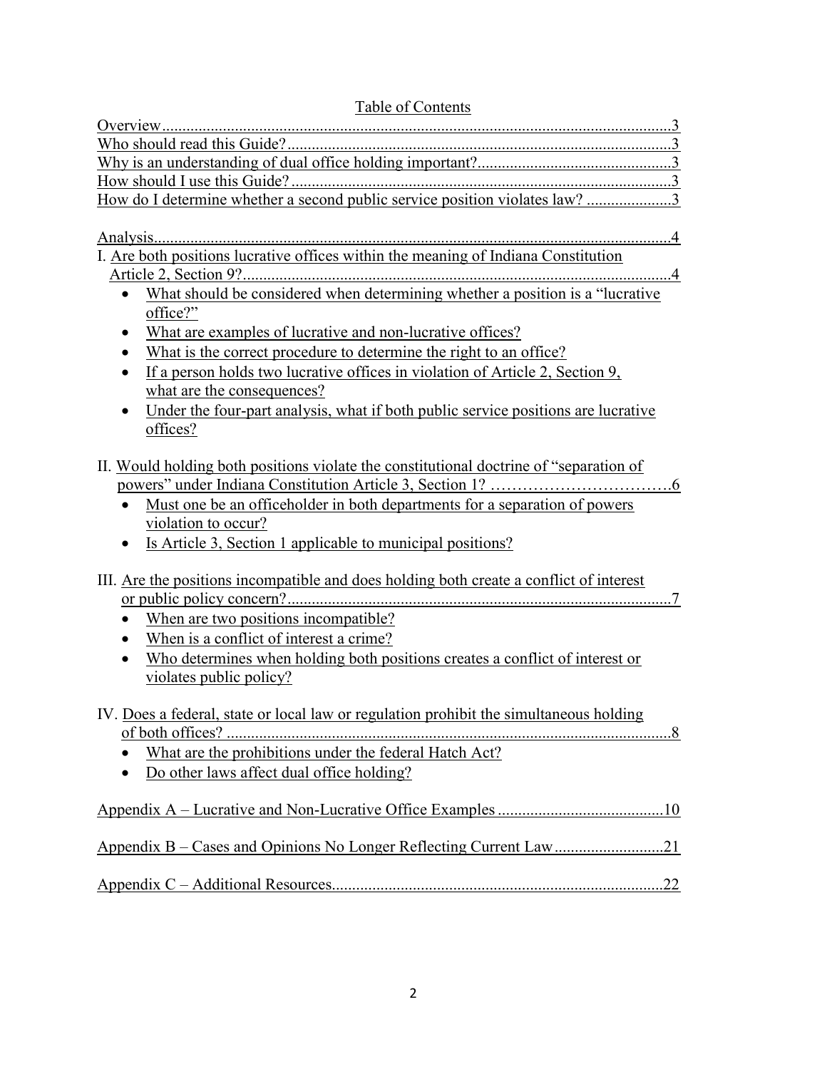# Table of Contents

Overview ....................................................................................................................... 3
Who should read this Guide? ........................................................................................ 3
Why is an understanding of dual office holding important? ........................................ 3
How should I use this Guide? ........................................................................................ 3
How do I determine whether a second public service position violates law? ..................... 3

Analysis ......................................................................................................................... 4

I. Are both positions lucrative offices within the meaning of Indiana Constitution Article 2, Section 9? ........................................................................................................ 4

- What should be considered when determining whether a position is a "lucrative office?"
- What are examples of lucrative and non-lucrative offices?
- What is the correct procedure to determine the right to an office?
- If a person holds two lucrative offices in violation of Article 2, Section 9, what are the consequences?
- Under the four-part analysis, what if both public service positions are lucrative offices?

II. Would holding both positions violate the constitutional doctrine of "separation of powers" under Indiana Constitution Article 3, Section 1? ……………………………. 6

- Must one be an officeholder in both departments for a separation of powers violation to occur?
- Is Article 3, Section 1 applicable to municipal positions?

III. Are the positions incompatible and does holding both create a conflict of interest or public policy concern? .............................................................................................. 7

- When are two positions incompatible?
- When is a conflict of interest a crime?
- Who determines when holding both positions creates a conflict of interest or violates public policy?

IV. Does a federal, state or local law or regulation prohibit the simultaneous holding of both offices? ............................................................................................................. 8

- What are the prohibitions under the federal Hatch Act?
- Do other laws affect dual office holding?

Appendix A – Lucrative and Non-Lucrative Office Examples ......................................... 10

Appendix B – Cases and Opinions No Longer Reflecting Current Law ........................... 21

Appendix C – Additional Resources ................................................................................. 22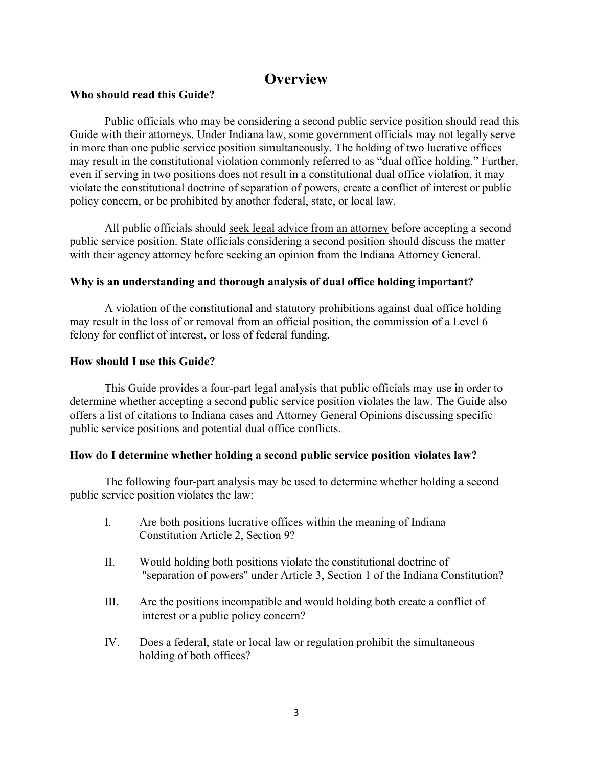# Overview

**Who should read this Guide?**

Public officials who may be considering a second public service position should read this Guide with their attorneys. Under Indiana law, some government officials may not legally serve in more than one public service position simultaneously. The holding of two lucrative offices may result in the constitutional violation commonly referred to as "dual office holding." Further, even if serving in two positions does not result in a constitutional dual office violation, it may violate the constitutional doctrine of separation of powers, create a conflict of interest or public policy concern, or be prohibited by another federal, state, or local law.

All public officials should seek legal advice from an attorney before accepting a second public service position. State officials considering a second position should discuss the matter with their agency attorney before seeking an opinion from the Indiana Attorney General.

**Why is an understanding and thorough analysis of dual office holding important?**

A violation of the constitutional and statutory prohibitions against dual office holding may result in the loss of or removal from an official position, the commission of a Level 6 felony for conflict of interest, or loss of federal funding.

**How should I use this Guide?**

This Guide provides a four-part legal analysis that public officials may use in order to determine whether accepting a second public service position violates the law. The Guide also offers a list of citations to Indiana cases and Attorney General Opinions discussing specific public service positions and potential dual office conflicts.

**How do I determine whether holding a second public service position violates law?**

The following four-part analysis may be used to determine whether holding a second public service position violates the law:

I. Are both positions lucrative offices within the meaning of Indiana Constitution Article 2, Section 9?

II. Would holding both positions violate the constitutional doctrine of "separation of powers" under Article 3, Section 1 of the Indiana Constitution?

III. Are the positions incompatible and would holding both create a conflict of interest or a public policy concern?

IV. Does a federal, state or local law or regulation prohibit the simultaneous holding of both offices?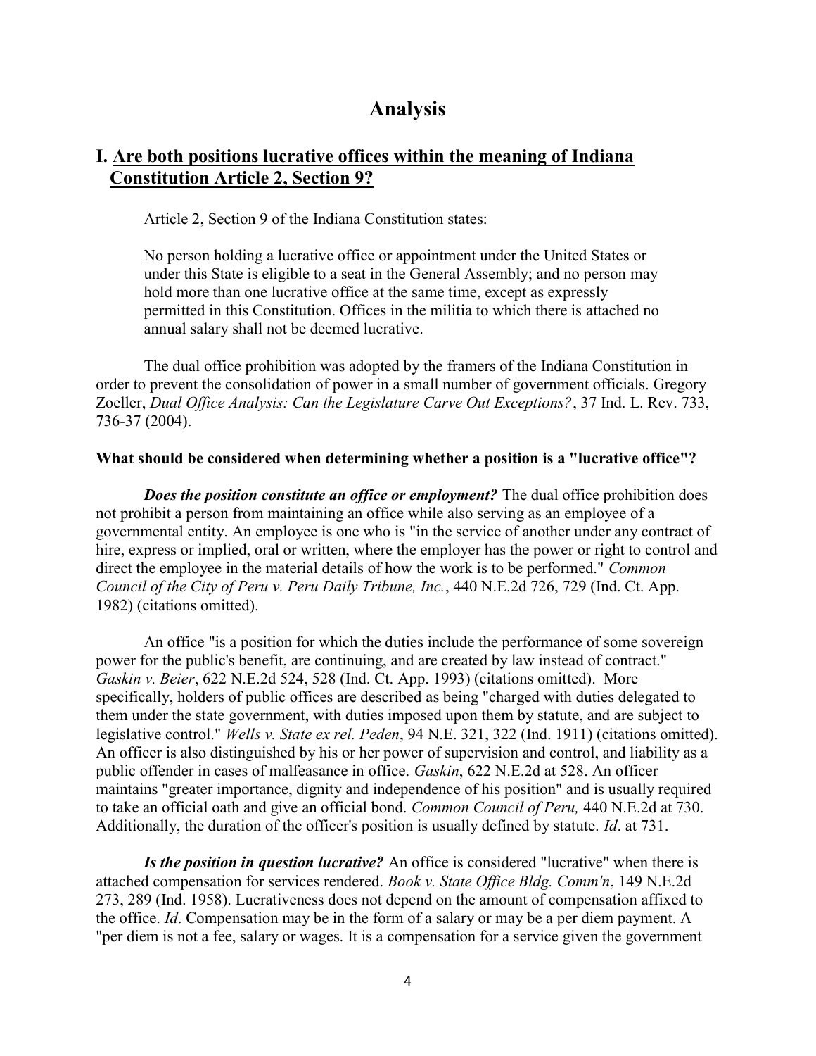# Analysis

## I. Are both positions lucrative offices within the meaning of Indiana Constitution Article 2, Section 9?

Article 2, Section 9 of the Indiana Constitution states:

> No person holding a lucrative office or appointment under the United States or under this State is eligible to a seat in the General Assembly; and no person may hold more than one lucrative office at the same time, except as expressly permitted in this Constitution. Offices in the militia to which there is attached no annual salary shall not be deemed lucrative.

The dual office prohibition was adopted by the framers of the Indiana Constitution in order to prevent the consolidation of power in a small number of government officials. Gregory Zoeller, *Dual Office Analysis: Can the Legislature Carve Out Exceptions?*, 37 Ind. L. Rev. 733, 736-37 (2004).

**What should be considered when determining whether a position is a "lucrative office"?**

***Does the position constitute an office or employment?*** The dual office prohibition does not prohibit a person from maintaining an office while also serving as an employee of a governmental entity. An employee is one who is "in the service of another under any contract of hire, express or implied, oral or written, where the employer has the power or right to control and direct the employee in the material details of how the work is to be performed." *Common Council of the City of Peru v. Peru Daily Tribune, Inc.*, 440 N.E.2d 726, 729 (Ind. Ct. App. 1982) (citations omitted).

An office "is a position for which the duties include the performance of some sovereign power for the public's benefit, are continuing, and are created by law instead of contract." *Gaskin v. Beier*, 622 N.E.2d 524, 528 (Ind. Ct. App. 1993) (citations omitted). More specifically, holders of public offices are described as being "charged with duties delegated to them under the state government, with duties imposed upon them by statute, and are subject to legislative control." *Wells v. State ex rel. Peden*, 94 N.E. 321, 322 (Ind. 1911) (citations omitted). An officer is also distinguished by his or her power of supervision and control, and liability as a public offender in cases of malfeasance in office. *Gaskin*, 622 N.E.2d at 528. An officer maintains "greater importance, dignity and independence of his position" and is usually required to take an official oath and give an official bond. *Common Council of Peru,* 440 N.E.2d at 730. Additionally, the duration of the officer's position is usually defined by statute. *Id*. at 731.

***Is the position in question lucrative?*** An office is considered "lucrative" when there is attached compensation for services rendered. *Book v. State Office Bldg. Comm'n*, 149 N.E.2d 273, 289 (Ind. 1958). Lucrativeness does not depend on the amount of compensation affixed to the office. *Id*. Compensation may be in the form of a salary or may be a per diem payment. A "per diem is not a fee, salary or wages. It is a compensation for a service given the government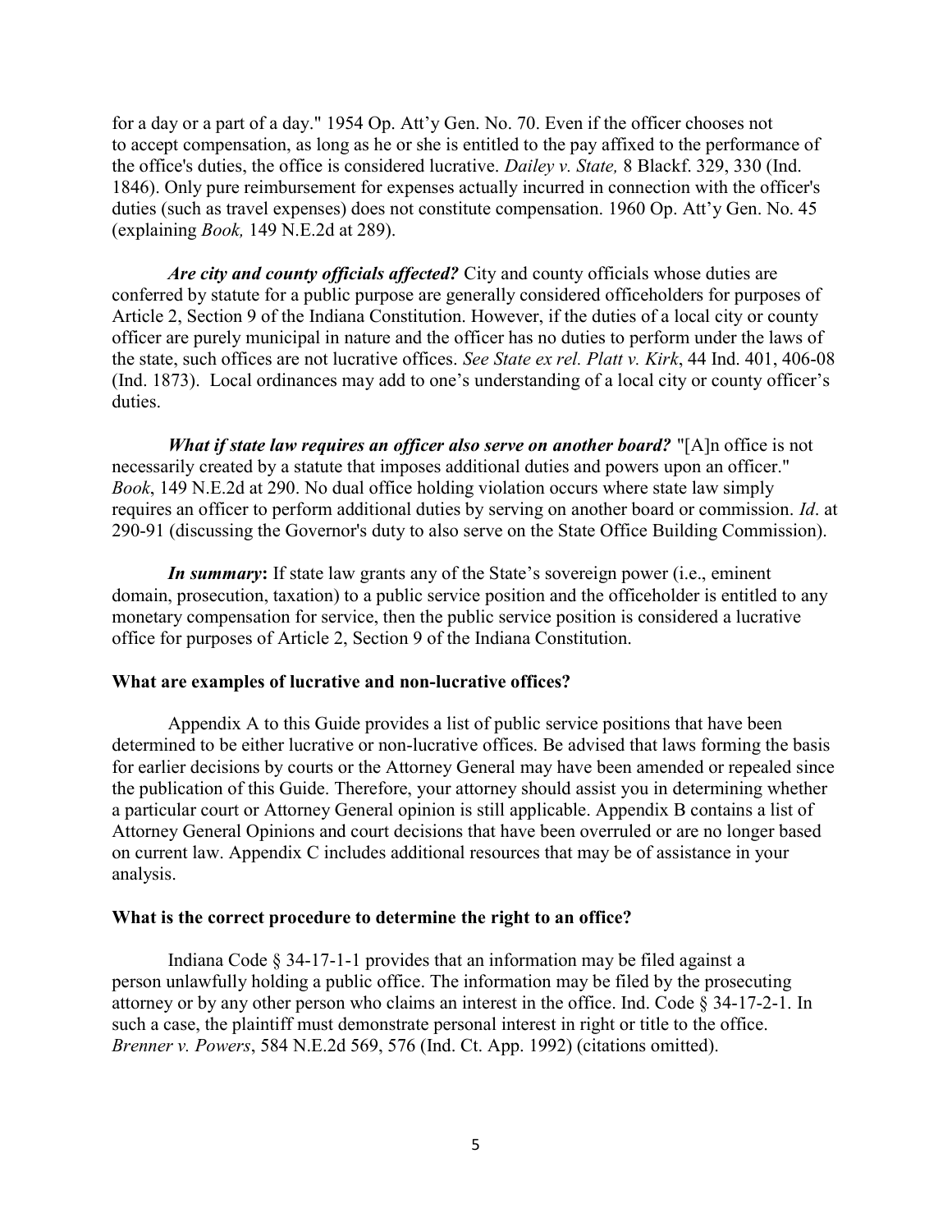for a day or a part of a day." 1954 Op. Att'y Gen. No. 70. Even if the officer chooses not to accept compensation, as long as he or she is entitled to the pay affixed to the performance of the office's duties, the office is considered lucrative. *Dailey v. State,* 8 Blackf. 329, 330 (Ind. 1846). Only pure reimbursement for expenses actually incurred in connection with the officer's duties (such as travel expenses) does not constitute compensation. 1960 Op. Att'y Gen. No. 45 (explaining *Book,* 149 N.E.2d at 289).

***Are city and county officials affected?*** City and county officials whose duties are conferred by statute for a public purpose are generally considered officeholders for purposes of Article 2, Section 9 of the Indiana Constitution. However, if the duties of a local city or county officer are purely municipal in nature and the officer has no duties to perform under the laws of the state, such offices are not lucrative offices. *See State ex rel. Platt v. Kirk*, 44 Ind. 401, 406-08 (Ind. 1873). Local ordinances may add to one's understanding of a local city or county officer's duties.

***What if state law requires an officer also serve on another board?*** "[A]n office is not necessarily created by a statute that imposes additional duties and powers upon an officer." *Book*, 149 N.E.2d at 290. No dual office holding violation occurs where state law simply requires an officer to perform additional duties by serving on another board or commission. *Id*. at 290-91 (discussing the Governor's duty to also serve on the State Office Building Commission).

***In summary*:** If state law grants any of the State's sovereign power (i.e., eminent domain, prosecution, taxation) to a public service position and the officeholder is entitled to any monetary compensation for service, then the public service position is considered a lucrative office for purposes of Article 2, Section 9 of the Indiana Constitution.

**What are examples of lucrative and non-lucrative offices?**

Appendix A to this Guide provides a list of public service positions that have been determined to be either lucrative or non-lucrative offices. Be advised that laws forming the basis for earlier decisions by courts or the Attorney General may have been amended or repealed since the publication of this Guide. Therefore, your attorney should assist you in determining whether a particular court or Attorney General opinion is still applicable. Appendix B contains a list of Attorney General Opinions and court decisions that have been overruled or are no longer based on current law. Appendix C includes additional resources that may be of assistance in your analysis.

**What is the correct procedure to determine the right to an office?**

Indiana Code § 34-17-1-1 provides that an information may be filed against a person unlawfully holding a public office. The information may be filed by the prosecuting attorney or by any other person who claims an interest in the office. Ind. Code § 34-17-2-1. In such a case, the plaintiff must demonstrate personal interest in right or title to the office. *Brenner v. Powers*, 584 N.E.2d 569, 576 (Ind. Ct. App. 1992) (citations omitted).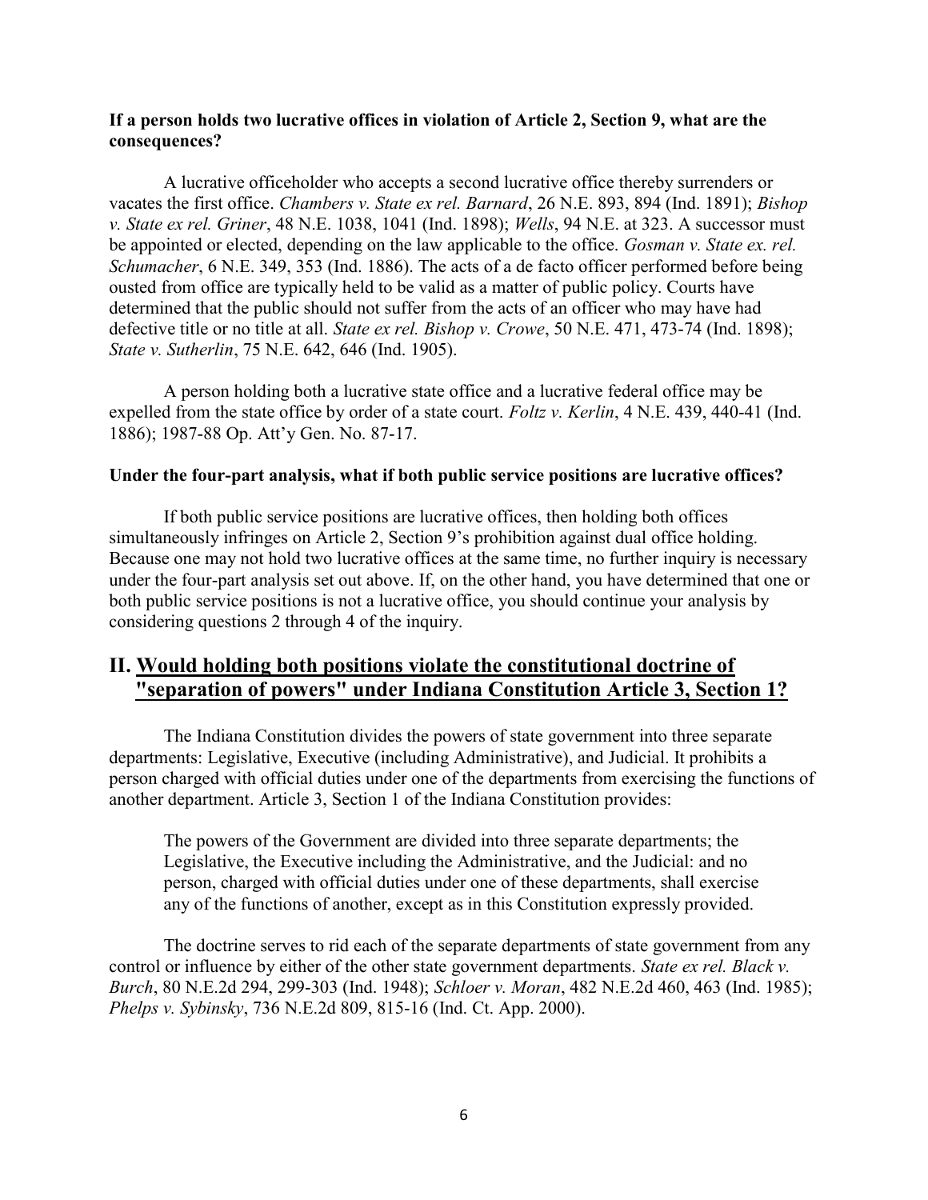**If a person holds two lucrative offices in violation of Article 2, Section 9, what are the consequences?**

A lucrative officeholder who accepts a second lucrative office thereby surrenders or vacates the first office. *Chambers v. State ex rel. Barnard*, 26 N.E. 893, 894 (Ind. 1891); *Bishop v. State ex rel. Griner*, 48 N.E. 1038, 1041 (Ind. 1898); *Wells*, 94 N.E. at 323. A successor must be appointed or elected, depending on the law applicable to the office. *Gosman v. State ex. rel. Schumacher*, 6 N.E. 349, 353 (Ind. 1886). The acts of a de facto officer performed before being ousted from office are typically held to be valid as a matter of public policy. Courts have determined that the public should not suffer from the acts of an officer who may have had defective title or no title at all. *State ex rel. Bishop v. Crowe*, 50 N.E. 471, 473-74 (Ind. 1898); *State v. Sutherlin*, 75 N.E. 642, 646 (Ind. 1905).

A person holding both a lucrative state office and a lucrative federal office may be expelled from the state office by order of a state court. *Foltz v. Kerlin*, 4 N.E. 439, 440-41 (Ind. 1886); 1987-88 Op. Att'y Gen. No. 87-17.

**Under the four-part analysis, what if both public service positions are lucrative offices?**

If both public service positions are lucrative offices, then holding both offices simultaneously infringes on Article 2, Section 9's prohibition against dual office holding. Because one may not hold two lucrative offices at the same time, no further inquiry is necessary under the four-part analysis set out above. If, on the other hand, you have determined that one or both public service positions is not a lucrative office, you should continue your analysis by considering questions 2 through 4 of the inquiry.

## II. Would holding both positions violate the constitutional doctrine of "separation of powers" under Indiana Constitution Article 3, Section 1?

The Indiana Constitution divides the powers of state government into three separate departments: Legislative, Executive (including Administrative), and Judicial. It prohibits a person charged with official duties under one of the departments from exercising the functions of another department. Article 3, Section 1 of the Indiana Constitution provides:

> The powers of the Government are divided into three separate departments; the Legislative, the Executive including the Administrative, and the Judicial: and no person, charged with official duties under one of these departments, shall exercise any of the functions of another, except as in this Constitution expressly provided.

The doctrine serves to rid each of the separate departments of state government from any control or influence by either of the other state government departments. *State ex rel. Black v. Burch*, 80 N.E.2d 294, 299-303 (Ind. 1948); *Schloer v. Moran*, 482 N.E.2d 460, 463 (Ind. 1985); *Phelps v. Sybinsky*, 736 N.E.2d 809, 815-16 (Ind. Ct. App. 2000).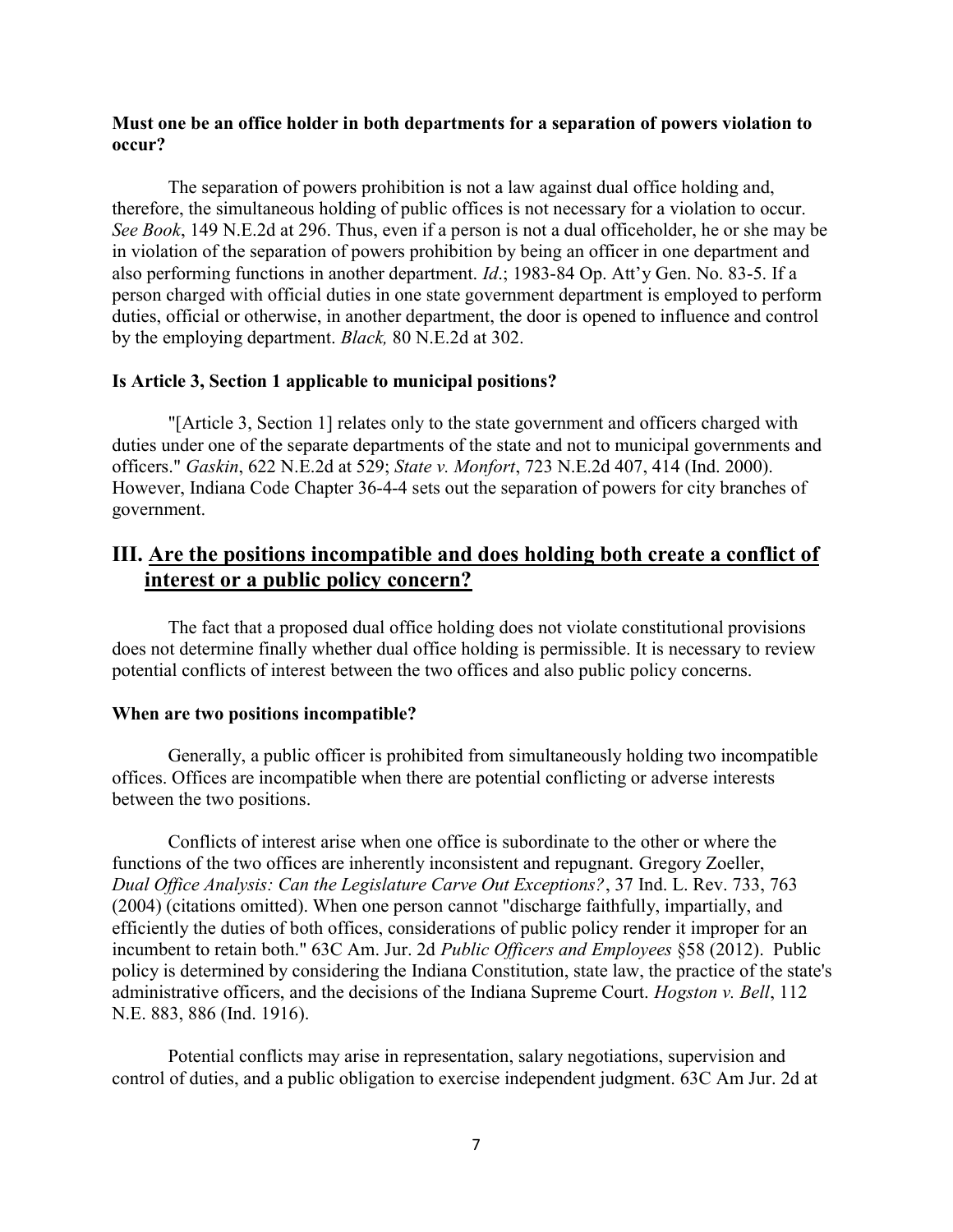**Must one be an office holder in both departments for a separation of powers violation to occur?**

The separation of powers prohibition is not a law against dual office holding and, therefore, the simultaneous holding of public offices is not necessary for a violation to occur. *See Book*, 149 N.E.2d at 296. Thus, even if a person is not a dual officeholder, he or she may be in violation of the separation of powers prohibition by being an officer in one department and also performing functions in another department. *Id*.; 1983-84 Op. Att'y Gen. No. 83-5. If a person charged with official duties in one state government department is employed to perform duties, official or otherwise, in another department, the door is opened to influence and control by the employing department. *Black,* 80 N.E.2d at 302.

**Is Article 3, Section 1 applicable to municipal positions?**

"[Article 3, Section 1] relates only to the state government and officers charged with duties under one of the separate departments of the state and not to municipal governments and officers." *Gaskin*, 622 N.E.2d at 529; *State v. Monfort*, 723 N.E.2d 407, 414 (Ind. 2000). However, Indiana Code Chapter 36-4-4 sets out the separation of powers for city branches of government.

## III. Are the positions incompatible and does holding both create a conflict of interest or a public policy concern?

The fact that a proposed dual office holding does not violate constitutional provisions does not determine finally whether dual office holding is permissible. It is necessary to review potential conflicts of interest between the two offices and also public policy concerns.

**When are two positions incompatible?**

Generally, a public officer is prohibited from simultaneously holding two incompatible offices. Offices are incompatible when there are potential conflicting or adverse interests between the two positions.

Conflicts of interest arise when one office is subordinate to the other or where the functions of the two offices are inherently inconsistent and repugnant. Gregory Zoeller, *Dual Office Analysis: Can the Legislature Carve Out Exceptions?*, 37 Ind. L. Rev. 733, 763 (2004) (citations omitted). When one person cannot "discharge faithfully, impartially, and efficiently the duties of both offices, considerations of public policy render it improper for an incumbent to retain both." 63C Am. Jur. 2d *Public Officers and Employees* §58 (2012). Public policy is determined by considering the Indiana Constitution, state law, the practice of the state's administrative officers, and the decisions of the Indiana Supreme Court. *Hogston v. Bell*, 112 N.E. 883, 886 (Ind. 1916).

Potential conflicts may arise in representation, salary negotiations, supervision and control of duties, and a public obligation to exercise independent judgment. 63C Am Jur. 2d at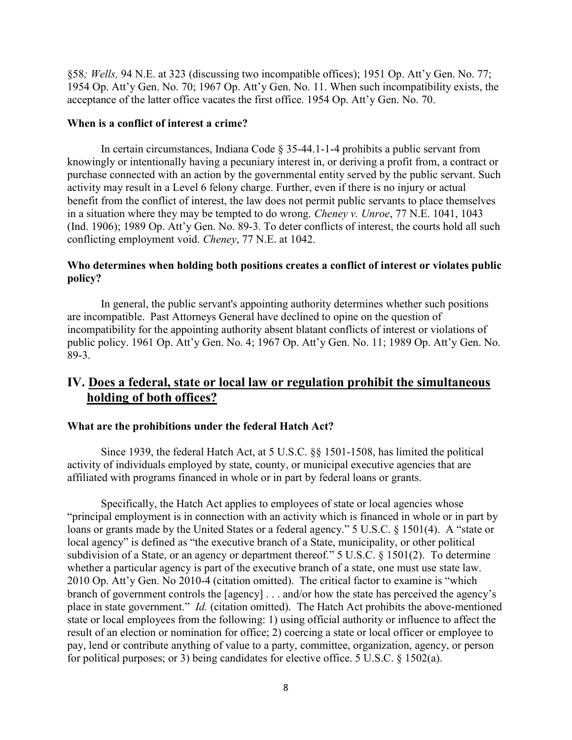§58*; Wells,* 94 N.E. at 323 (discussing two incompatible offices); 1951 Op. Att'y Gen. No. 77; 1954 Op. Att'y Gen. No. 70; 1967 Op. Att'y Gen. No. 11. When such incompatibility exists, the acceptance of the latter office vacates the first office. 1954 Op. Att'y Gen. No. 70.

### When is a conflict of interest a crime?

In certain circumstances, Indiana Code § 35-44.1-1-4 prohibits a public servant from knowingly or intentionally having a pecuniary interest in, or deriving a profit from, a contract or purchase connected with an action by the governmental entity served by the public servant. Such activity may result in a Level 6 felony charge. Further, even if there is no injury or actual benefit from the conflict of interest, the law does not permit public servants to place themselves in a situation where they may be tempted to do wrong. *Cheney v. Unroe*, 77 N.E. 1041, 1043 (Ind. 1906); 1989 Op. Att'y Gen. No. 89-3. To deter conflicts of interest, the courts hold all such conflicting employment void. *Cheney*, 77 N.E. at 1042.

### Who determines when holding both positions creates a conflict of interest or violates public policy?

In general, the public servant's appointing authority determines whether such positions are incompatible. Past Attorneys General have declined to opine on the question of incompatibility for the appointing authority absent blatant conflicts of interest or violations of public policy. 1961 Op. Att'y Gen. No. 4; 1967 Op. Att'y Gen. No. 11; 1989 Op. Att'y Gen. No. 89-3.

## IV. <u>Does a federal, state or local law or regulation prohibit the simultaneous holding of both offices?</u>

### What are the prohibitions under the federal Hatch Act?

Since 1939, the federal Hatch Act, at 5 U.S.C. §§ 1501-1508, has limited the political activity of individuals employed by state, county, or municipal executive agencies that are affiliated with programs financed in whole or in part by federal loans or grants.

Specifically, the Hatch Act applies to employees of state or local agencies whose "principal employment is in connection with an activity which is financed in whole or in part by loans or grants made by the United States or a federal agency." 5 U.S.C. § 1501(4). A "state or local agency" is defined as "the executive branch of a State, municipality, or other political subdivision of a State, or an agency or department thereof." 5 U.S.C. § 1501(2). To determine whether a particular agency is part of the executive branch of a state, one must use state law. 2010 Op. Att'y Gen. No 2010-4 (citation omitted). The critical factor to examine is "which branch of government controls the [agency] . . . and/or how the state has perceived the agency's place in state government." *Id.* (citation omitted). The Hatch Act prohibits the above-mentioned state or local employees from the following: 1) using official authority or influence to affect the result of an election or nomination for office; 2) coercing a state or local officer or employee to pay, lend or contribute anything of value to a party, committee, organization, agency, or person for political purposes; or 3) being candidates for elective office. 5 U.S.C. § 1502(a).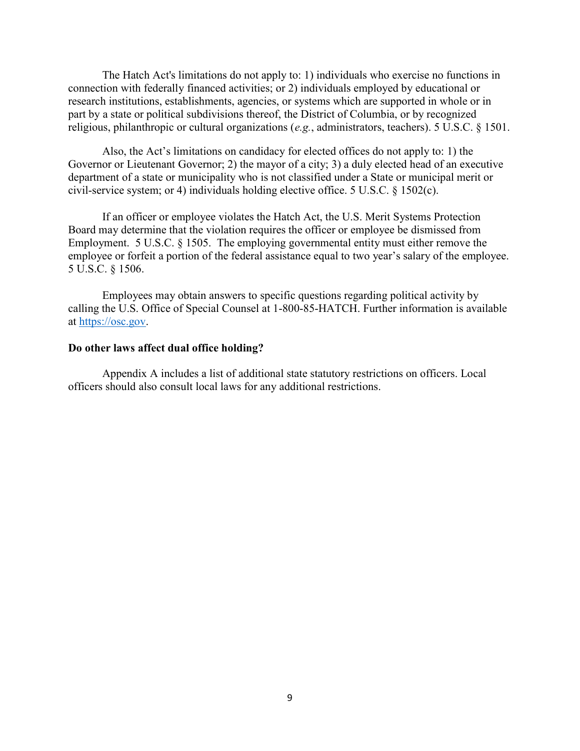The Hatch Act's limitations do not apply to: 1) individuals who exercise no functions in connection with federally financed activities; or 2) individuals employed by educational or research institutions, establishments, agencies, or systems which are supported in whole or in part by a state or political subdivisions thereof, the District of Columbia, or by recognized religious, philanthropic or cultural organizations (*e.g.*, administrators, teachers). 5 U.S.C. § 1501.

Also, the Act's limitations on candidacy for elected offices do not apply to: 1) the Governor or Lieutenant Governor; 2) the mayor of a city; 3) a duly elected head of an executive department of a state or municipality who is not classified under a State or municipal merit or civil-service system; or 4) individuals holding elective office. 5 U.S.C. § 1502(c).

If an officer or employee violates the Hatch Act, the U.S. Merit Systems Protection Board may determine that the violation requires the officer or employee be dismissed from Employment. 5 U.S.C. § 1505. The employing governmental entity must either remove the employee or forfeit a portion of the federal assistance equal to two year's salary of the employee. 5 U.S.C. § 1506.

Employees may obtain answers to specific questions regarding political activity by calling the U.S. Office of Special Counsel at 1-800-85-HATCH. Further information is available at [https://osc.gov](https://osc.gov).

**Do other laws affect dual office holding?**

Appendix A includes a list of additional state statutory restrictions on officers. Local officers should also consult local laws for any additional restrictions.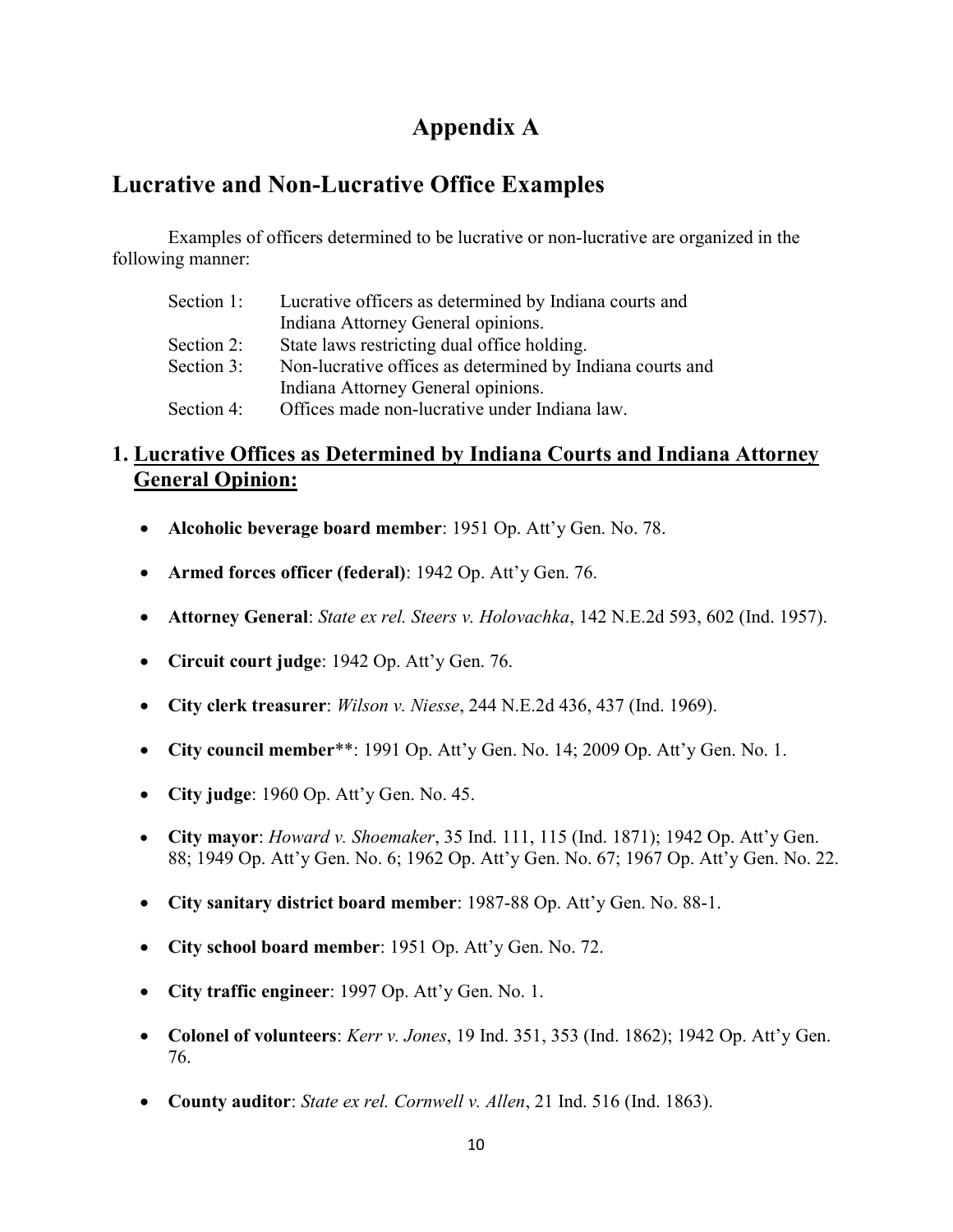# Appendix A

## Lucrative and Non-Lucrative Office Examples

Examples of officers determined to be lucrative or non-lucrative are organized in the following manner:

| | |
|---|---|
| Section 1: | Lucrative officers as determined by Indiana courts and Indiana Attorney General opinions. |
| Section 2: | State laws restricting dual office holding. |
| Section 3: | Non-lucrative offices as determined by Indiana courts and Indiana Attorney General opinions. |
| Section 4: | Offices made non-lucrative under Indiana law. |

## 1. Lucrative Offices as Determined by Indiana Courts and Indiana Attorney General Opinion:

- **Alcoholic beverage board member**: 1951 Op. Att'y Gen. No. 78.
- **Armed forces officer (federal)**: 1942 Op. Att'y Gen. 76.
- **Attorney General**: *State ex rel. Steers v. Holovachka*, 142 N.E.2d 593, 602 (Ind. 1957).
- **Circuit court judge**: 1942 Op. Att'y Gen. 76.
- **City clerk treasurer**: *Wilson v. Niesse*, 244 N.E.2d 436, 437 (Ind. 1969).
- **City council member****: 1991 Op. Att'y Gen. No. 14; 2009 Op. Att'y Gen. No. 1.
- **City judge**: 1960 Op. Att'y Gen. No. 45.
- **City mayor**: *Howard v. Shoemaker*, 35 Ind. 111, 115 (Ind. 1871); 1942 Op. Att'y Gen. 88; 1949 Op. Att'y Gen. No. 6; 1962 Op. Att'y Gen. No. 67; 1967 Op. Att'y Gen. No. 22.
- **City sanitary district board member**: 1987-88 Op. Att'y Gen. No. 88-1.
- **City school board member**: 1951 Op. Att'y Gen. No. 72.
- **City traffic engineer**: 1997 Op. Att'y Gen. No. 1.
- **Colonel of volunteers**: *Kerr v. Jones*, 19 Ind. 351, 353 (Ind. 1862); 1942 Op. Att'y Gen. 76.
- **County auditor**: *State ex rel. Cornwell v. Allen*, 21 Ind. 516 (Ind. 1863).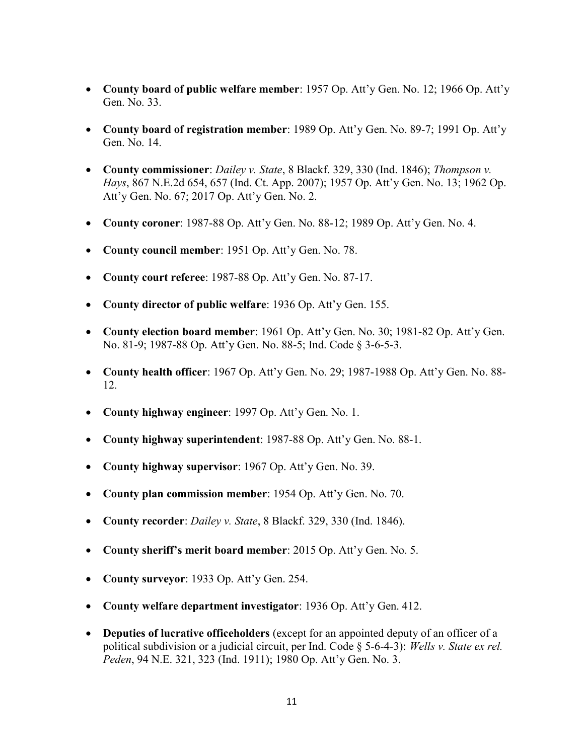- **County board of public welfare member**: 1957 Op. Att'y Gen. No. 12; 1966 Op. Att'y Gen. No. 33.

- **County board of registration member**: 1989 Op. Att'y Gen. No. 89-7; 1991 Op. Att'y Gen. No. 14.

- **County commissioner**: *Dailey v. State*, 8 Blackf. 329, 330 (Ind. 1846); *Thompson v. Hays*, 867 N.E.2d 654, 657 (Ind. Ct. App. 2007); 1957 Op. Att'y Gen. No. 13; 1962 Op. Att'y Gen. No. 67; 2017 Op. Att'y Gen. No. 2.

- **County coroner**: 1987-88 Op. Att'y Gen. No. 88-12; 1989 Op. Att'y Gen. No. 4.

- **County council member**: 1951 Op. Att'y Gen. No. 78.

- **County court referee**: 1987-88 Op. Att'y Gen. No. 87-17.

- **County director of public welfare**: 1936 Op. Att'y Gen. 155.

- **County election board member**: 1961 Op. Att'y Gen. No. 30; 1981-82 Op. Att'y Gen. No. 81-9; 1987-88 Op. Att'y Gen. No. 88-5; Ind. Code § 3-6-5-3.

- **County health officer**: 1967 Op. Att'y Gen. No. 29; 1987-1988 Op. Att'y Gen. No. 88-12.

- **County highway engineer**: 1997 Op. Att'y Gen. No. 1.

- **County highway superintendent**: 1987-88 Op. Att'y Gen. No. 88-1.

- **County highway supervisor**: 1967 Op. Att'y Gen. No. 39.

- **County plan commission member**: 1954 Op. Att'y Gen. No. 70.

- **County recorder**: *Dailey v. State*, 8 Blackf. 329, 330 (Ind. 1846).

- **County sheriff's merit board member**: 2015 Op. Att'y Gen. No. 5.

- **County surveyor**: 1933 Op. Att'y Gen. 254.

- **County welfare department investigator**: 1936 Op. Att'y Gen. 412.

- **Deputies of lucrative officeholders** (except for an appointed deputy of an officer of a political subdivision or a judicial circuit, per Ind. Code § 5-6-4-3): *Wells v. State ex rel. Peden*, 94 N.E. 321, 323 (Ind. 1911); 1980 Op. Att'y Gen. No. 3.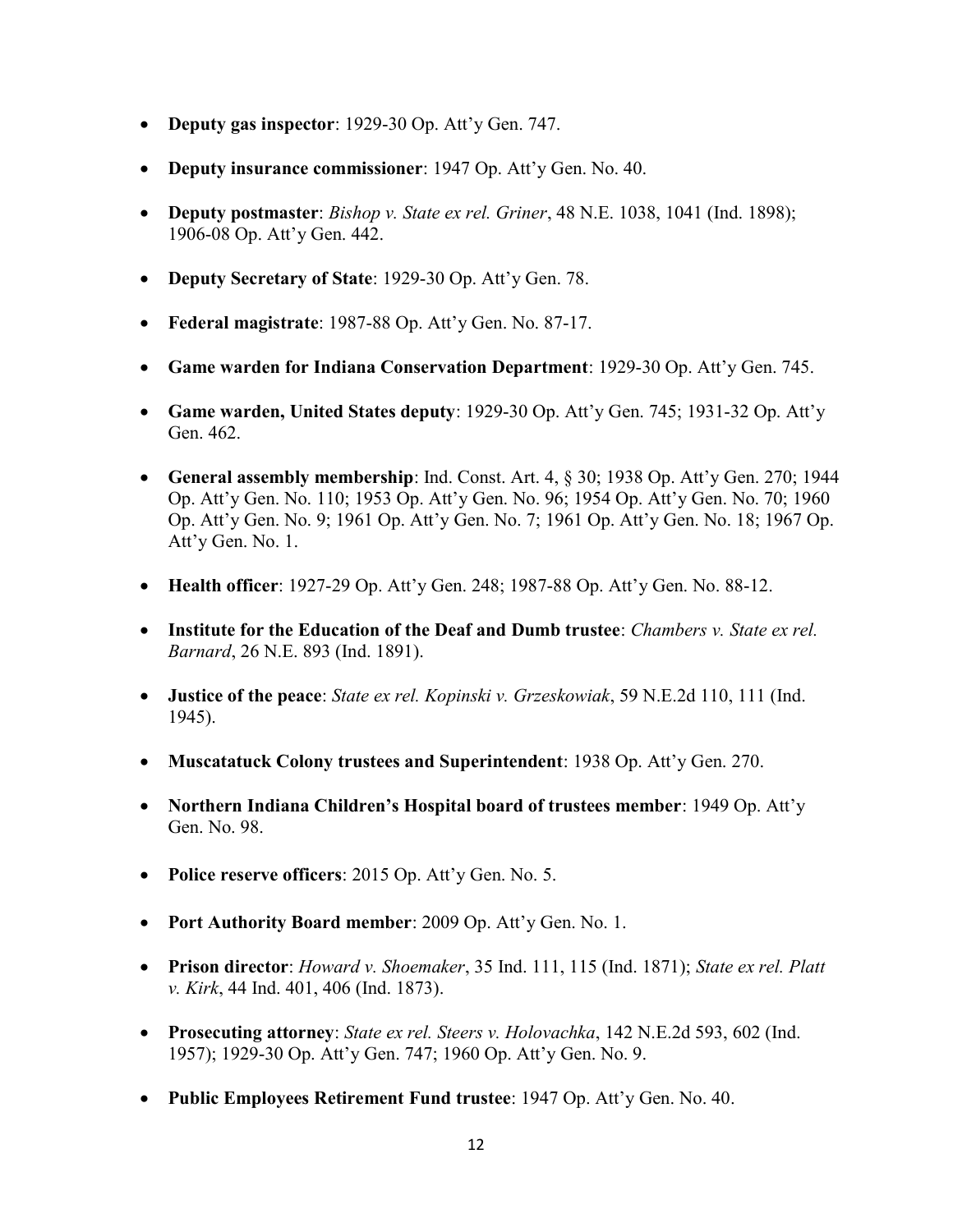- **Deputy gas inspector**: 1929-30 Op. Att'y Gen. 747.
- **Deputy insurance commissioner**: 1947 Op. Att'y Gen. No. 40.
- **Deputy postmaster**: *Bishop v. State ex rel. Griner*, 48 N.E. 1038, 1041 (Ind. 1898); 1906-08 Op. Att'y Gen. 442.
- **Deputy Secretary of State**: 1929-30 Op. Att'y Gen. 78.
- **Federal magistrate**: 1987-88 Op. Att'y Gen. No. 87-17.
- **Game warden for Indiana Conservation Department**: 1929-30 Op. Att'y Gen. 745.
- **Game warden, United States deputy**: 1929-30 Op. Att'y Gen. 745; 1931-32 Op. Att'y Gen. 462.
- **General assembly membership**: Ind. Const. Art. 4, § 30; 1938 Op. Att'y Gen. 270; 1944 Op. Att'y Gen. No. 110; 1953 Op. Att'y Gen. No. 96; 1954 Op. Att'y Gen. No. 70; 1960 Op. Att'y Gen. No. 9; 1961 Op. Att'y Gen. No. 7; 1961 Op. Att'y Gen. No. 18; 1967 Op. Att'y Gen. No. 1.
- **Health officer**: 1927-29 Op. Att'y Gen. 248; 1987-88 Op. Att'y Gen. No. 88-12.
- **Institute for the Education of the Deaf and Dumb trustee**: *Chambers v. State ex rel. Barnard*, 26 N.E. 893 (Ind. 1891).
- **Justice of the peace**: *State ex rel. Kopinski v. Grzeskowiak*, 59 N.E.2d 110, 111 (Ind. 1945).
- **Muscatatuck Colony trustees and Superintendent**: 1938 Op. Att'y Gen. 270.
- **Northern Indiana Children's Hospital board of trustees member**: 1949 Op. Att'y Gen. No. 98.
- **Police reserve officers**: 2015 Op. Att'y Gen. No. 5.
- **Port Authority Board member**: 2009 Op. Att'y Gen. No. 1.
- **Prison director**: *Howard v. Shoemaker*, 35 Ind. 111, 115 (Ind. 1871); *State ex rel. Platt v. Kirk*, 44 Ind. 401, 406 (Ind. 1873).
- **Prosecuting attorney**: *State ex rel. Steers v. Holovachka*, 142 N.E.2d 593, 602 (Ind. 1957); 1929-30 Op. Att'y Gen. 747; 1960 Op. Att'y Gen. No. 9.
- **Public Employees Retirement Fund trustee**: 1947 Op. Att'y Gen. No. 40.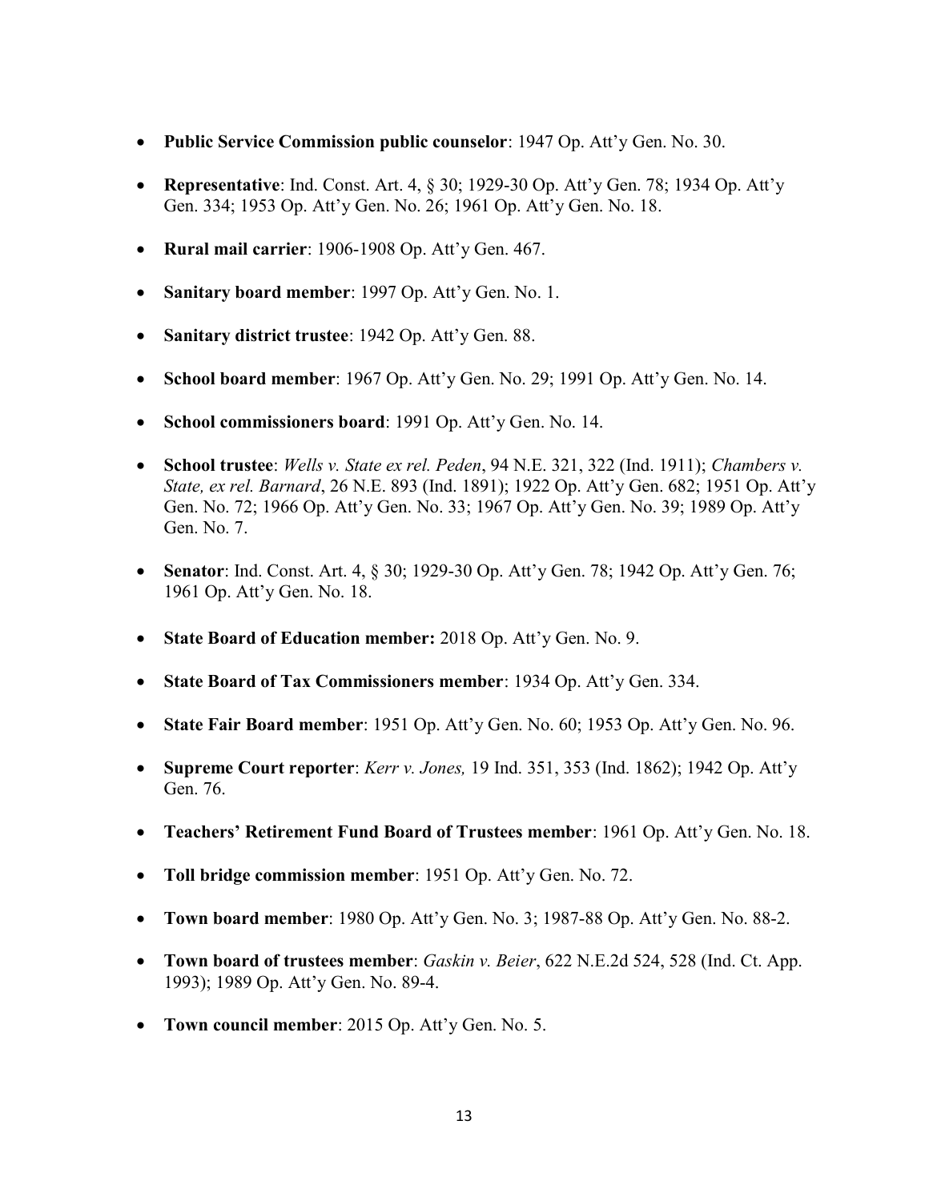- **Public Service Commission public counselor**: 1947 Op. Att'y Gen. No. 30.

- **Representative**: Ind. Const. Art. 4, § 30; 1929-30 Op. Att'y Gen. 78; 1934 Op. Att'y Gen. 334; 1953 Op. Att'y Gen. No. 26; 1961 Op. Att'y Gen. No. 18.

- **Rural mail carrier**: 1906-1908 Op. Att'y Gen. 467.

- **Sanitary board member**: 1997 Op. Att'y Gen. No. 1.

- **Sanitary district trustee**: 1942 Op. Att'y Gen. 88.

- **School board member**: 1967 Op. Att'y Gen. No. 29; 1991 Op. Att'y Gen. No. 14.

- **School commissioners board**: 1991 Op. Att'y Gen. No. 14.

- **School trustee**: *Wells v. State ex rel. Peden*, 94 N.E. 321, 322 (Ind. 1911); *Chambers v. State, ex rel. Barnard*, 26 N.E. 893 (Ind. 1891); 1922 Op. Att'y Gen. 682; 1951 Op. Att'y Gen. No. 72; 1966 Op. Att'y Gen. No. 33; 1967 Op. Att'y Gen. No. 39; 1989 Op. Att'y Gen. No. 7.

- **Senator**: Ind. Const. Art. 4, § 30; 1929-30 Op. Att'y Gen. 78; 1942 Op. Att'y Gen. 76; 1961 Op. Att'y Gen. No. 18.

- **State Board of Education member:** 2018 Op. Att'y Gen. No. 9.

- **State Board of Tax Commissioners member**: 1934 Op. Att'y Gen. 334.

- **State Fair Board member**: 1951 Op. Att'y Gen. No. 60; 1953 Op. Att'y Gen. No. 96.

- **Supreme Court reporter**: *Kerr v. Jones,* 19 Ind. 351, 353 (Ind. 1862); 1942 Op. Att'y Gen. 76.

- **Teachers' Retirement Fund Board of Trustees member**: 1961 Op. Att'y Gen. No. 18.

- **Toll bridge commission member**: 1951 Op. Att'y Gen. No. 72.

- **Town board member**: 1980 Op. Att'y Gen. No. 3; 1987-88 Op. Att'y Gen. No. 88-2.

- **Town board of trustees member**: *Gaskin v. Beier*, 622 N.E.2d 524, 528 (Ind. Ct. App. 1993); 1989 Op. Att'y Gen. No. 89-4.

- **Town council member**: 2015 Op. Att'y Gen. No. 5.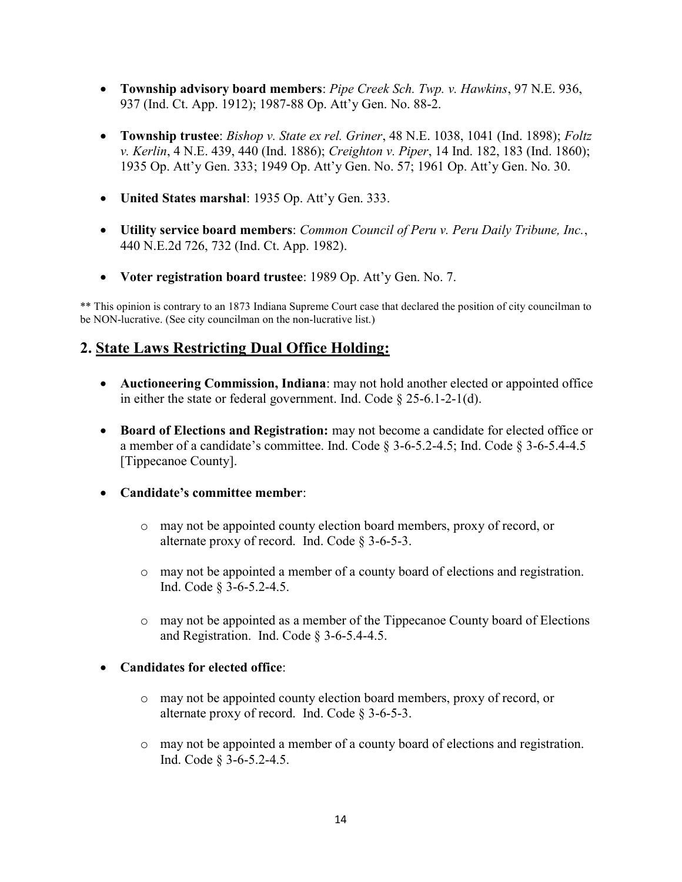- **Township advisory board members**: *Pipe Creek Sch. Twp. v. Hawkins*, 97 N.E. 936, 937 (Ind. Ct. App. 1912); 1987-88 Op. Att'y Gen. No. 88-2.

- **Township trustee**: *Bishop v. State ex rel. Griner*, 48 N.E. 1038, 1041 (Ind. 1898); *Foltz v. Kerlin*, 4 N.E. 439, 440 (Ind. 1886); *Creighton v. Piper*, 14 Ind. 182, 183 (Ind. 1860); 1935 Op. Att'y Gen. 333; 1949 Op. Att'y Gen. No. 57; 1961 Op. Att'y Gen. No. 30.

- **United States marshal**: 1935 Op. Att'y Gen. 333.

- **Utility service board members**: *Common Council of Peru v. Peru Daily Tribune, Inc.*, 440 N.E.2d 726, 732 (Ind. Ct. App. 1982).

- **Voter registration board trustee**: 1989 Op. Att'y Gen. No. 7.

** This opinion is contrary to an 1873 Indiana Supreme Court case that declared the position of city councilman to be NON-lucrative. (See city councilman on the non-lucrative list.)

## 2. State Laws Restricting Dual Office Holding:

- **Auctioneering Commission, Indiana**: may not hold another elected or appointed office in either the state or federal government. Ind. Code § 25-6.1-2-1(d).

- **Board of Elections and Registration:** may not become a candidate for elected office or a member of a candidate's committee. Ind. Code § 3-6-5.2-4.5; Ind. Code § 3-6-5.4-4.5 [Tippecanoe County].

- **Candidate's committee member**:
  - may not be appointed county election board members, proxy of record, or alternate proxy of record. Ind. Code § 3-6-5-3.
  - may not be appointed a member of a county board of elections and registration. Ind. Code § 3-6-5.2-4.5.
  - may not be appointed as a member of the Tippecanoe County board of Elections and Registration. Ind. Code § 3-6-5.4-4.5.

- **Candidates for elected office**:
  - may not be appointed county election board members, proxy of record, or alternate proxy of record. Ind. Code § 3-6-5-3.
  - may not be appointed a member of a county board of elections and registration. Ind. Code § 3-6-5.2-4.5.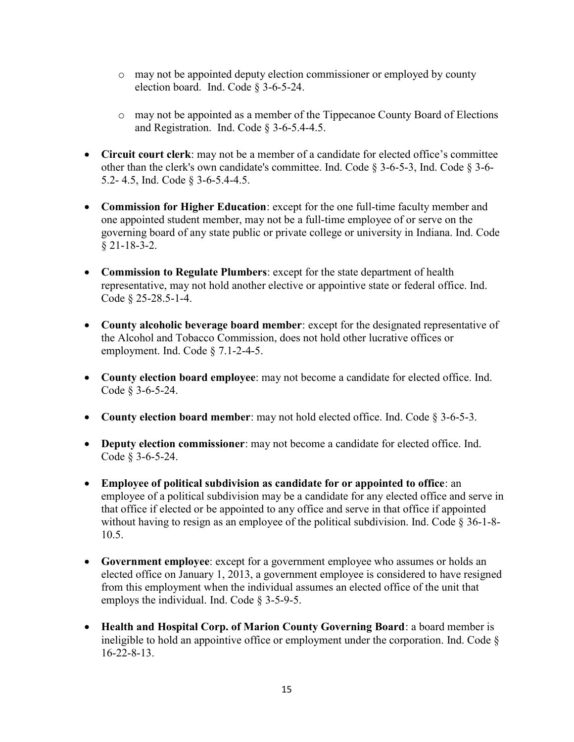- may not be appointed deputy election commissioner or employed by county election board. Ind. Code § 3-6-5-24.
  - may not be appointed as a member of the Tippecanoe County Board of Elections and Registration. Ind. Code § 3-6-5.4-4.5.

- **Circuit court clerk**: may not be a member of a candidate for elected office's committee other than the clerk's own candidate's committee. Ind. Code § 3-6-5-3, Ind. Code § 3-6-5.2- 4.5, Ind. Code § 3-6-5.4-4.5.

- **Commission for Higher Education**: except for the one full-time faculty member and one appointed student member, may not be a full-time employee of or serve on the governing board of any state public or private college or university in Indiana. Ind. Code § 21-18-3-2.

- **Commission to Regulate Plumbers**: except for the state department of health representative, may not hold another elective or appointive state or federal office. Ind. Code § 25-28.5-1-4.

- **County alcoholic beverage board member**: except for the designated representative of the Alcohol and Tobacco Commission, does not hold other lucrative offices or employment. Ind. Code § 7.1-2-4-5.

- **County election board employee**: may not become a candidate for elected office. Ind. Code § 3-6-5-24.

- **County election board member**: may not hold elected office. Ind. Code § 3-6-5-3.

- **Deputy election commissioner**: may not become a candidate for elected office. Ind. Code § 3-6-5-24.

- **Employee of political subdivision as candidate for or appointed to office**: an employee of a political subdivision may be a candidate for any elected office and serve in that office if elected or be appointed to any office and serve in that office if appointed without having to resign as an employee of the political subdivision. Ind. Code § 36-1-8-10.5.

- **Government employee**: except for a government employee who assumes or holds an elected office on January 1, 2013, a government employee is considered to have resigned from this employment when the individual assumes an elected office of the unit that employs the individual. Ind. Code § 3-5-9-5.

- **Health and Hospital Corp. of Marion County Governing Board**: a board member is ineligible to hold an appointive office or employment under the corporation. Ind. Code § 16-22-8-13.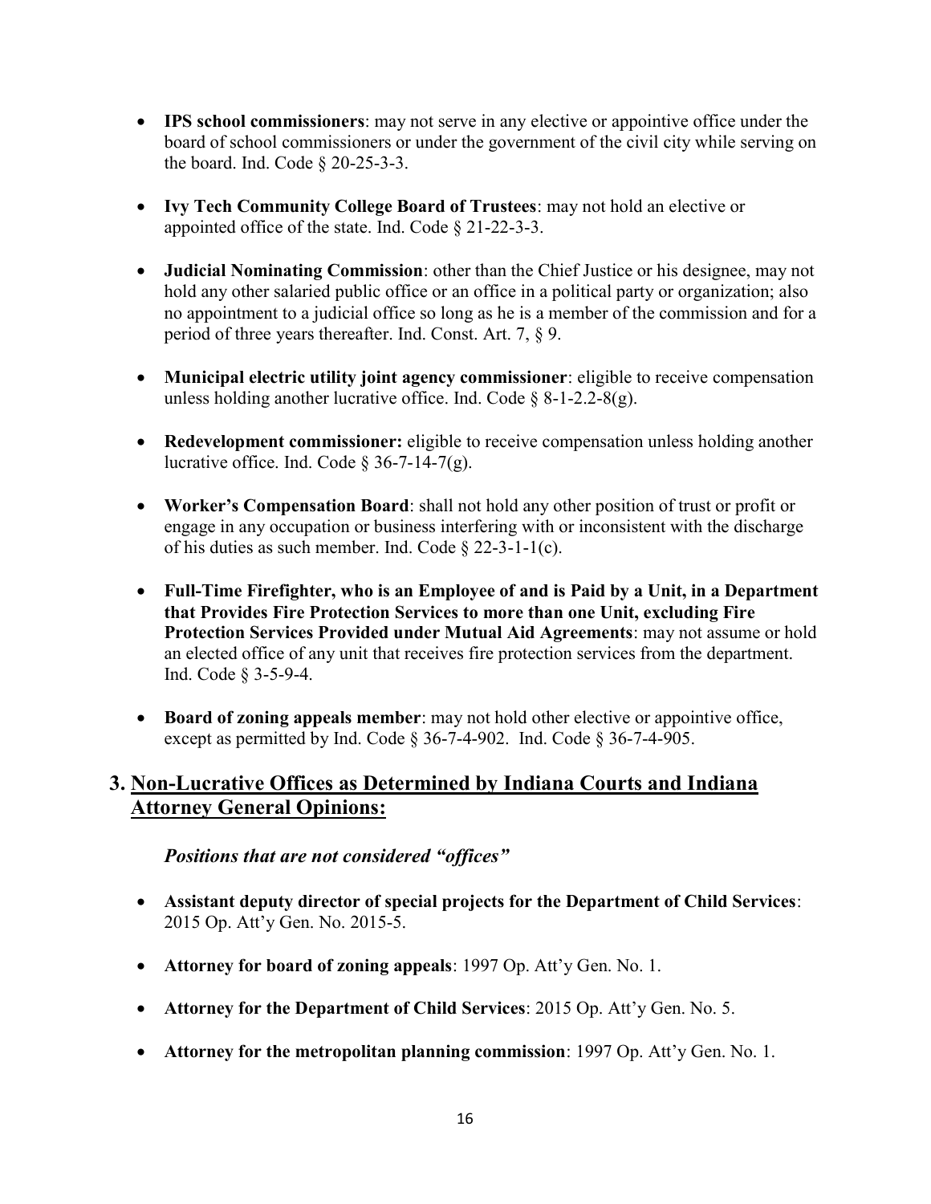- **IPS school commissioners**: may not serve in any elective or appointive office under the board of school commissioners or under the government of the civil city while serving on the board. Ind. Code § 20-25-3-3.

- **Ivy Tech Community College Board of Trustees**: may not hold an elective or appointed office of the state. Ind. Code § 21-22-3-3.

- **Judicial Nominating Commission**: other than the Chief Justice or his designee, may not hold any other salaried public office or an office in a political party or organization; also no appointment to a judicial office so long as he is a member of the commission and for a period of three years thereafter. Ind. Const. Art. 7, § 9.

- **Municipal electric utility joint agency commissioner**: eligible to receive compensation unless holding another lucrative office. Ind. Code § 8-1-2.2-8(g).

- **Redevelopment commissioner:** eligible to receive compensation unless holding another lucrative office. Ind. Code § 36-7-14-7(g).

- **Worker's Compensation Board**: shall not hold any other position of trust or profit or engage in any occupation or business interfering with or inconsistent with the discharge of his duties as such member. Ind. Code § 22-3-1-1(c).

- **Full-Time Firefighter, who is an Employee of and is Paid by a Unit, in a Department that Provides Fire Protection Services to more than one Unit, excluding Fire Protection Services Provided under Mutual Aid Agreements**: may not assume or hold an elected office of any unit that receives fire protection services from the department. Ind. Code § 3-5-9-4.

- **Board of zoning appeals member**: may not hold other elective or appointive office, except as permitted by Ind. Code § 36-7-4-902. Ind. Code § 36-7-4-905.

## 3. Non-Lucrative Offices as Determined by Indiana Courts and Indiana Attorney General Opinions:

***Positions that are not considered "offices"***

- **Assistant deputy director of special projects for the Department of Child Services**: 2015 Op. Att'y Gen. No. 2015-5.

- **Attorney for board of zoning appeals**: 1997 Op. Att'y Gen. No. 1.

- **Attorney for the Department of Child Services**: 2015 Op. Att'y Gen. No. 5.

- **Attorney for the metropolitan planning commission**: 1997 Op. Att'y Gen. No. 1.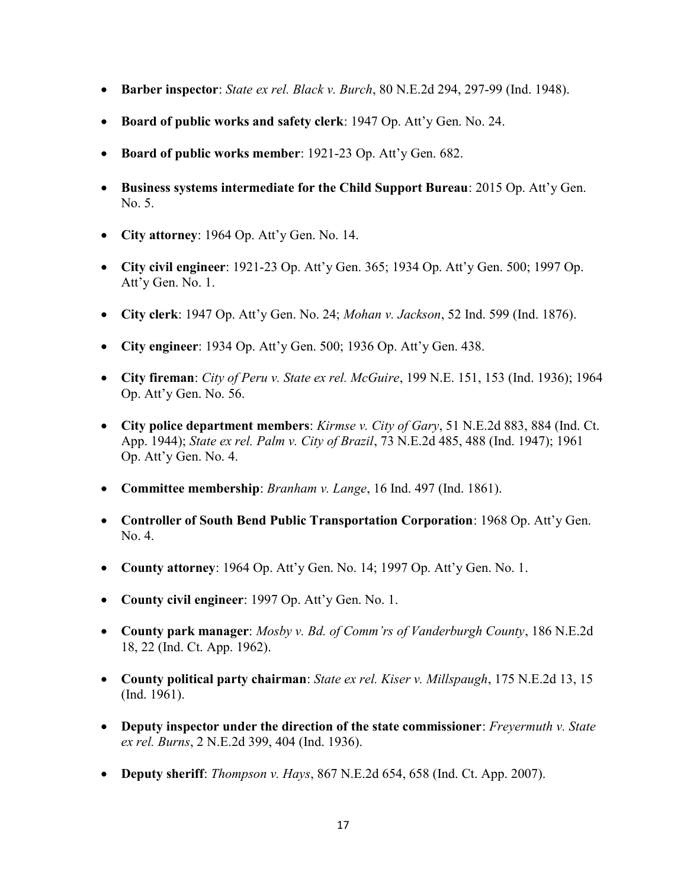- **Barber inspector**: *State ex rel. Black v. Burch*, 80 N.E.2d 294, 297-99 (Ind. 1948).
- **Board of public works and safety clerk**: 1947 Op. Att'y Gen. No. 24.
- **Board of public works member**: 1921-23 Op. Att'y Gen. 682.
- **Business systems intermediate for the Child Support Bureau**: 2015 Op. Att'y Gen. No. 5.
- **City attorney**: 1964 Op. Att'y Gen. No. 14.
- **City civil engineer**: 1921-23 Op. Att'y Gen. 365; 1934 Op. Att'y Gen. 500; 1997 Op. Att'y Gen. No. 1.
- **City clerk**: 1947 Op. Att'y Gen. No. 24; *Mohan v. Jackson*, 52 Ind. 599 (Ind. 1876).
- **City engineer**: 1934 Op. Att'y Gen. 500; 1936 Op. Att'y Gen. 438.
- **City fireman**: *City of Peru v. State ex rel. McGuire*, 199 N.E. 151, 153 (Ind. 1936); 1964 Op. Att'y Gen. No. 56.
- **City police department members**: *Kirmse v. City of Gary*, 51 N.E.2d 883, 884 (Ind. Ct. App. 1944); *State ex rel. Palm v. City of Brazil*, 73 N.E.2d 485, 488 (Ind. 1947); 1961 Op. Att'y Gen. No. 4.
- **Committee membership**: *Branham v. Lange*, 16 Ind. 497 (Ind. 1861).
- **Controller of South Bend Public Transportation Corporation**: 1968 Op. Att'y Gen. No. 4.
- **County attorney**: 1964 Op. Att'y Gen. No. 14; 1997 Op. Att'y Gen. No. 1.
- **County civil engineer**: 1997 Op. Att'y Gen. No. 1.
- **County park manager**: *Mosby v. Bd. of Comm'rs of Vanderburgh County*, 186 N.E.2d 18, 22 (Ind. Ct. App. 1962).
- **County political party chairman**: *State ex rel. Kiser v. Millspaugh*, 175 N.E.2d 13, 15 (Ind. 1961).
- **Deputy inspector under the direction of the state commissioner**: *Freyermuth v. State ex rel. Burns*, 2 N.E.2d 399, 404 (Ind. 1936).
- **Deputy sheriff**: *Thompson v. Hays*, 867 N.E.2d 654, 658 (Ind. Ct. App. 2007).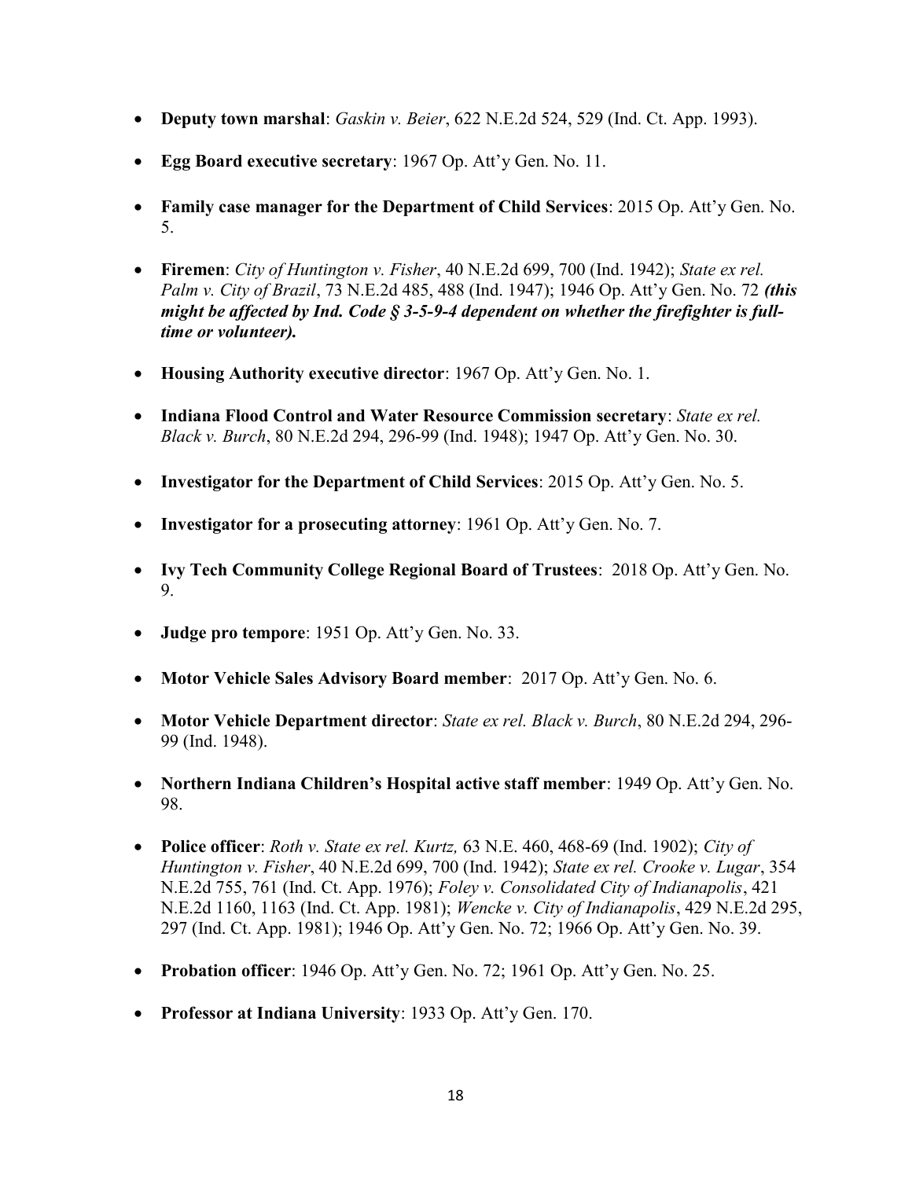- **Deputy town marshal**: *Gaskin v. Beier*, 622 N.E.2d 524, 529 (Ind. Ct. App. 1993).
- **Egg Board executive secretary**: 1967 Op. Att'y Gen. No. 11.
- **Family case manager for the Department of Child Services**: 2015 Op. Att'y Gen. No. 5.
- **Firemen**: *City of Huntington v. Fisher*, 40 N.E.2d 699, 700 (Ind. 1942); *State ex rel. Palm v. City of Brazil*, 73 N.E.2d 485, 488 (Ind. 1947); 1946 Op. Att'y Gen. No. 72 ***(this might be affected by Ind. Code § 3-5-9-4 dependent on whether the firefighter is full-time or volunteer).***
- **Housing Authority executive director**: 1967 Op. Att'y Gen. No. 1.
- **Indiana Flood Control and Water Resource Commission secretary**: *State ex rel. Black v. Burch*, 80 N.E.2d 294, 296-99 (Ind. 1948); 1947 Op. Att'y Gen. No. 30.
- **Investigator for the Department of Child Services**: 2015 Op. Att'y Gen. No. 5.
- **Investigator for a prosecuting attorney**: 1961 Op. Att'y Gen. No. 7.
- **Ivy Tech Community College Regional Board of Trustees**: 2018 Op. Att'y Gen. No. 9.
- **Judge pro tempore**: 1951 Op. Att'y Gen. No. 33.
- **Motor Vehicle Sales Advisory Board member**: 2017 Op. Att'y Gen. No. 6.
- **Motor Vehicle Department director**: *State ex rel. Black v. Burch*, 80 N.E.2d 294, 296-99 (Ind. 1948).
- **Northern Indiana Children's Hospital active staff member**: 1949 Op. Att'y Gen. No. 98.
- **Police officer**: *Roth v. State ex rel. Kurtz,* 63 N.E. 460, 468-69 (Ind. 1902); *City of Huntington v. Fisher*, 40 N.E.2d 699, 700 (Ind. 1942); *State ex rel. Crooke v. Lugar*, 354 N.E.2d 755, 761 (Ind. Ct. App. 1976); *Foley v. Consolidated City of Indianapolis*, 421 N.E.2d 1160, 1163 (Ind. Ct. App. 1981); *Wencke v. City of Indianapolis*, 429 N.E.2d 295, 297 (Ind. Ct. App. 1981); 1946 Op. Att'y Gen. No. 72; 1966 Op. Att'y Gen. No. 39.
- **Probation officer**: 1946 Op. Att'y Gen. No. 72; 1961 Op. Att'y Gen. No. 25.
- **Professor at Indiana University**: 1933 Op. Att'y Gen. 170.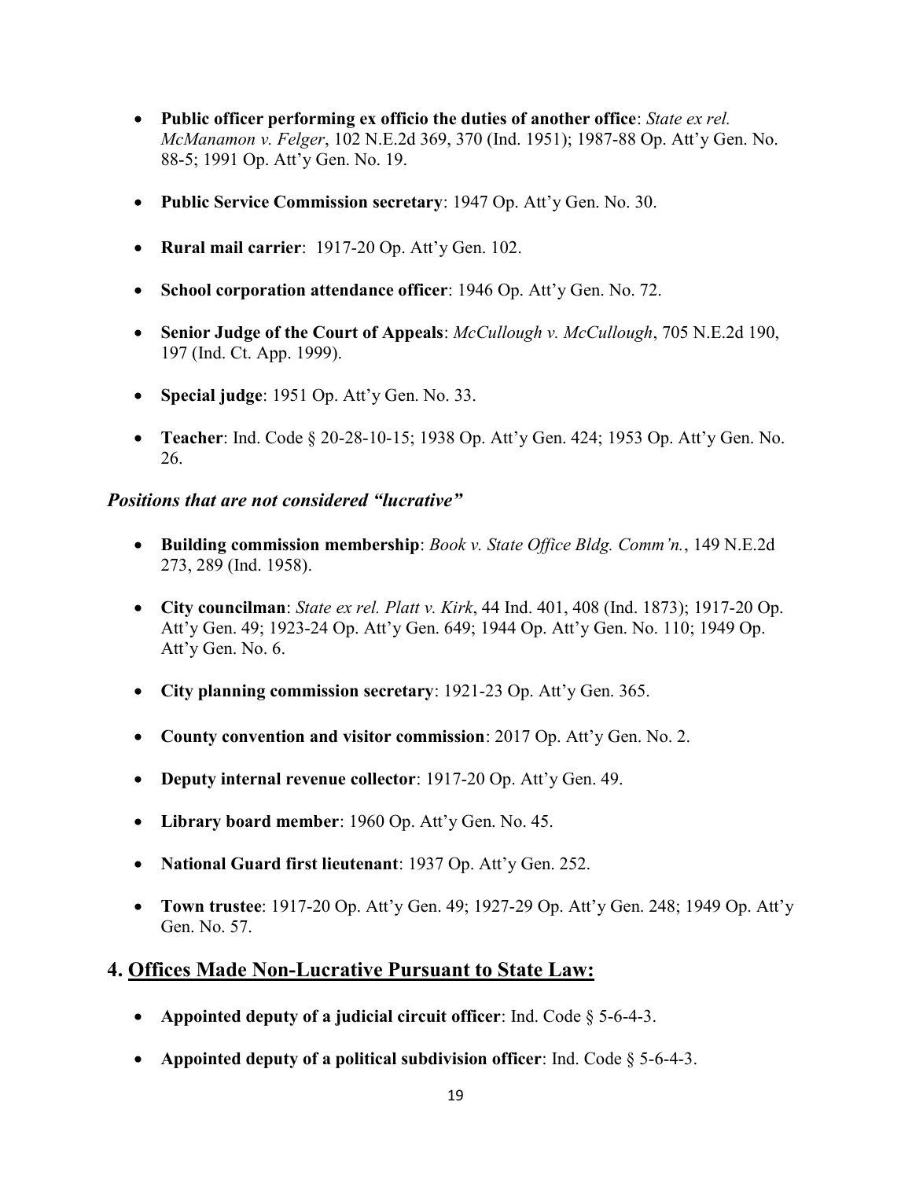- **Public officer performing ex officio the duties of another office**: *State ex rel. McManamon v. Felger*, 102 N.E.2d 369, 370 (Ind. 1951); 1987-88 Op. Att'y Gen. No. 88-5; 1991 Op. Att'y Gen. No. 19.

- **Public Service Commission secretary**: 1947 Op. Att'y Gen. No. 30.

- **Rural mail carrier**: 1917-20 Op. Att'y Gen. 102.

- **School corporation attendance officer**: 1946 Op. Att'y Gen. No. 72.

- **Senior Judge of the Court of Appeals**: *McCullough v. McCullough*, 705 N.E.2d 190, 197 (Ind. Ct. App. 1999).

- **Special judge**: 1951 Op. Att'y Gen. No. 33.

- **Teacher**: Ind. Code § 20-28-10-15; 1938 Op. Att'y Gen. 424; 1953 Op. Att'y Gen. No. 26.

***Positions that are not considered "lucrative"***

- **Building commission membership**: *Book v. State Office Bldg. Comm'n.*, 149 N.E.2d 273, 289 (Ind. 1958).

- **City councilman**: *State ex rel. Platt v. Kirk*, 44 Ind. 401, 408 (Ind. 1873); 1917-20 Op. Att'y Gen. 49; 1923-24 Op. Att'y Gen. 649; 1944 Op. Att'y Gen. No. 110; 1949 Op. Att'y Gen. No. 6.

- **City planning commission secretary**: 1921-23 Op. Att'y Gen. 365.

- **County convention and visitor commission**: 2017 Op. Att'y Gen. No. 2.

- **Deputy internal revenue collector**: 1917-20 Op. Att'y Gen. 49.

- **Library board member**: 1960 Op. Att'y Gen. No. 45.

- **National Guard first lieutenant**: 1937 Op. Att'y Gen. 252.

- **Town trustee**: 1917-20 Op. Att'y Gen. 49; 1927-29 Op. Att'y Gen. 248; 1949 Op. Att'y Gen. No. 57.

## 4. <u>Offices Made Non-Lucrative Pursuant to State Law:</u>

- **Appointed deputy of a judicial circuit officer**: Ind. Code § 5-6-4-3.

- **Appointed deputy of a political subdivision officer**: Ind. Code § 5-6-4-3.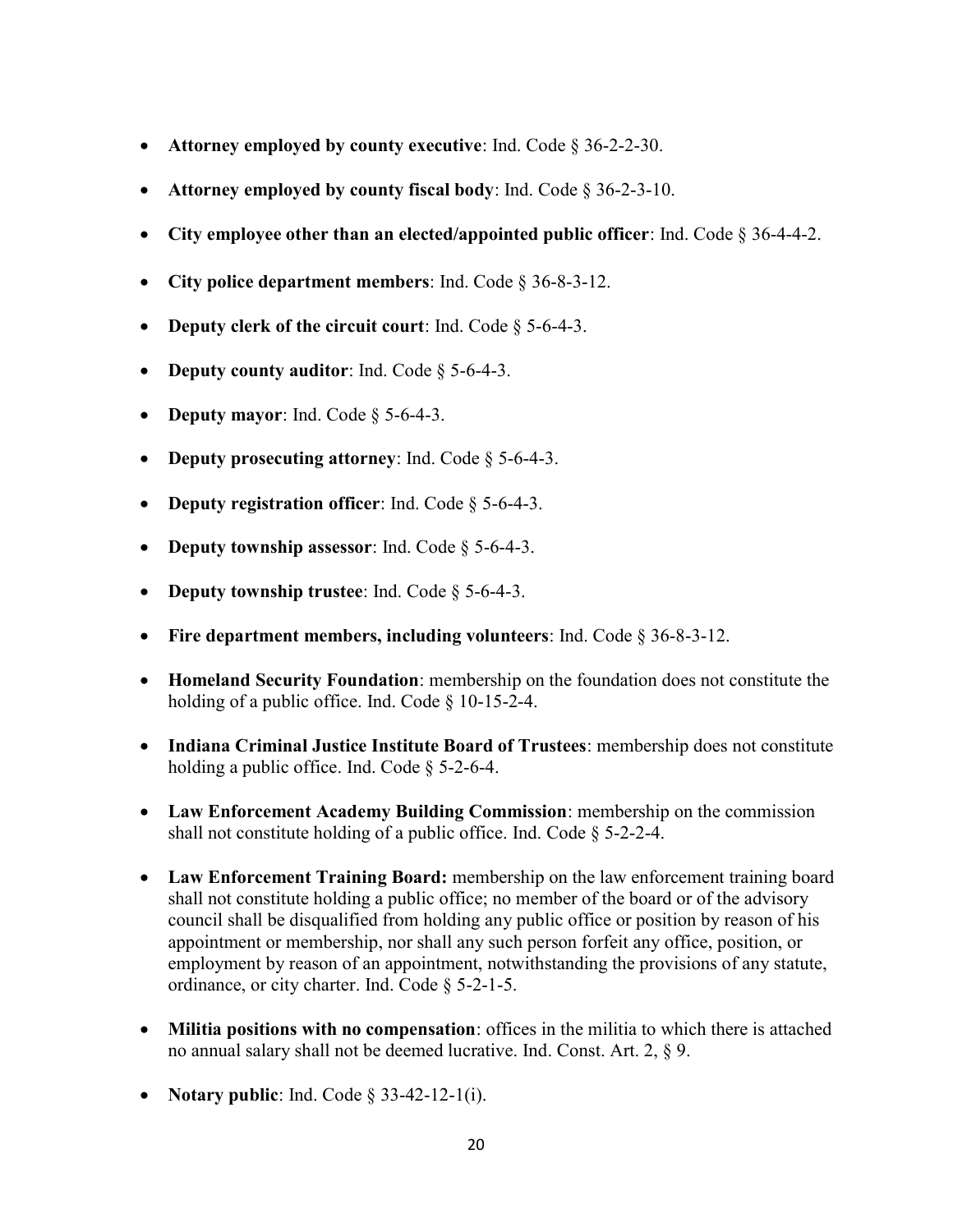- **Attorney employed by county executive**: Ind. Code § 36-2-2-30.
- **Attorney employed by county fiscal body**: Ind. Code § 36-2-3-10.
- **City employee other than an elected/appointed public officer**: Ind. Code § 36-4-4-2.
- **City police department members**: Ind. Code § 36-8-3-12.
- **Deputy clerk of the circuit court**: Ind. Code § 5-6-4-3.
- **Deputy county auditor**: Ind. Code § 5-6-4-3.
- **Deputy mayor**: Ind. Code § 5-6-4-3.
- **Deputy prosecuting attorney**: Ind. Code § 5-6-4-3.
- **Deputy registration officer**: Ind. Code § 5-6-4-3.
- **Deputy township assessor**: Ind. Code § 5-6-4-3.
- **Deputy township trustee**: Ind. Code § 5-6-4-3.
- **Fire department members, including volunteers**: Ind. Code § 36-8-3-12.
- **Homeland Security Foundation**: membership on the foundation does not constitute the holding of a public office. Ind. Code § 10-15-2-4.
- **Indiana Criminal Justice Institute Board of Trustees**: membership does not constitute holding a public office. Ind. Code § 5-2-6-4.
- **Law Enforcement Academy Building Commission**: membership on the commission shall not constitute holding of a public office. Ind. Code § 5-2-2-4.
- **Law Enforcement Training Board:** membership on the law enforcement training board shall not constitute holding a public office; no member of the board or of the advisory council shall be disqualified from holding any public office or position by reason of his appointment or membership, nor shall any such person forfeit any office, position, or employment by reason of an appointment, notwithstanding the provisions of any statute, ordinance, or city charter. Ind. Code § 5-2-1-5.
- **Militia positions with no compensation**: offices in the militia to which there is attached no annual salary shall not be deemed lucrative. Ind. Const. Art. 2, § 9.
- **Notary public**: Ind. Code § 33-42-12-1(i).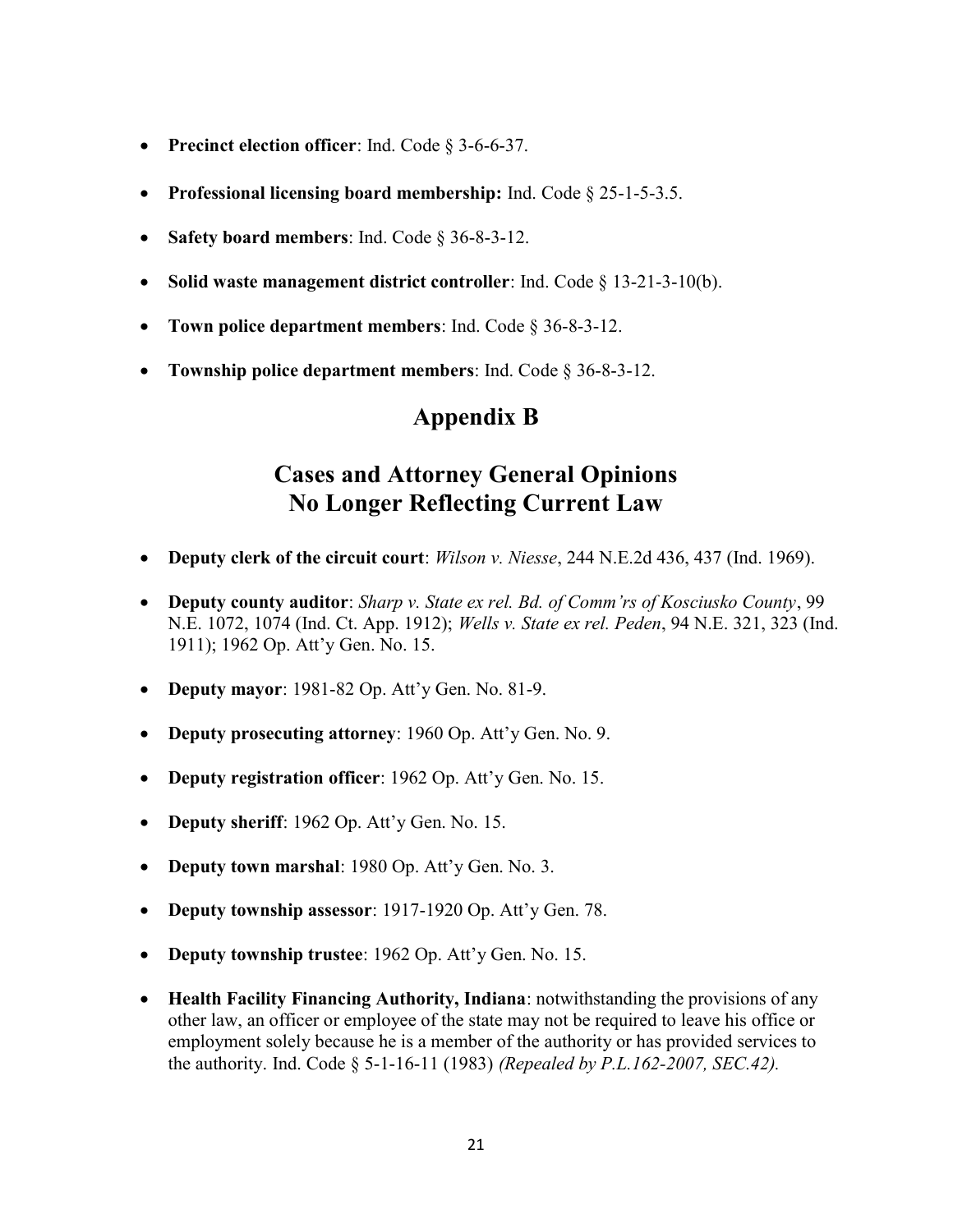- **Precinct election officer**: Ind. Code § 3-6-6-37.
- **Professional licensing board membership:** Ind. Code § 25-1-5-3.5.
- **Safety board members**: Ind. Code § 36-8-3-12.
- **Solid waste management district controller**: Ind. Code § 13-21-3-10(b).
- **Town police department members**: Ind. Code § 36-8-3-12.
- **Township police department members**: Ind. Code § 36-8-3-12.

# Appendix B

# Cases and Attorney General Opinions No Longer Reflecting Current Law

- **Deputy clerk of the circuit court**: *Wilson v. Niesse*, 244 N.E.2d 436, 437 (Ind. 1969).
- **Deputy county auditor**: *Sharp v. State ex rel. Bd. of Comm'rs of Kosciusko County*, 99 N.E. 1072, 1074 (Ind. Ct. App. 1912); *Wells v. State ex rel. Peden*, 94 N.E. 321, 323 (Ind. 1911); 1962 Op. Att'y Gen. No. 15.
- **Deputy mayor**: 1981-82 Op. Att'y Gen. No. 81-9.
- **Deputy prosecuting attorney**: 1960 Op. Att'y Gen. No. 9.
- **Deputy registration officer**: 1962 Op. Att'y Gen. No. 15.
- **Deputy sheriff**: 1962 Op. Att'y Gen. No. 15.
- **Deputy town marshal**: 1980 Op. Att'y Gen. No. 3.
- **Deputy township assessor**: 1917-1920 Op. Att'y Gen. 78.
- **Deputy township trustee**: 1962 Op. Att'y Gen. No. 15.
- **Health Facility Financing Authority, Indiana**: notwithstanding the provisions of any other law, an officer or employee of the state may not be required to leave his office or employment solely because he is a member of the authority or has provided services to the authority. Ind. Code § 5-1-16-11 (1983) *(Repealed by P.L.162-2007, SEC.42).*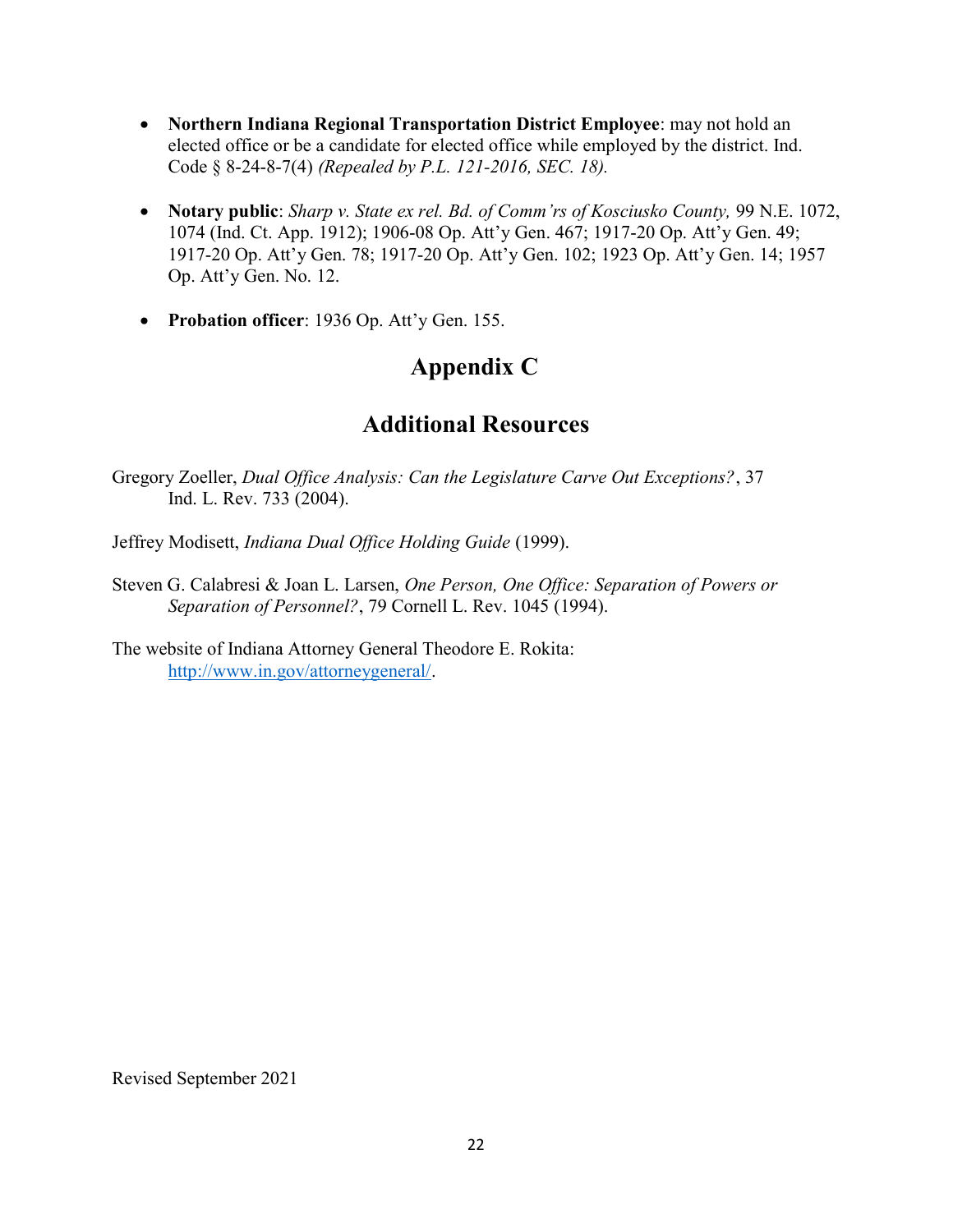- **Northern Indiana Regional Transportation District Employee**: may not hold an elected office or be a candidate for elected office while employed by the district. Ind. Code § 8-24-8-7(4) *(Repealed by P.L. 121-2016, SEC. 18).*

- **Notary public**: *Sharp v. State ex rel. Bd. of Comm'rs of Kosciusko County,* 99 N.E. 1072, 1074 (Ind. Ct. App. 1912); 1906-08 Op. Att'y Gen. 467; 1917-20 Op. Att'y Gen. 49; 1917-20 Op. Att'y Gen. 78; 1917-20 Op. Att'y Gen. 102; 1923 Op. Att'y Gen. 14; 1957 Op. Att'y Gen. No. 12.

- **Probation officer**: 1936 Op. Att'y Gen. 155.

# Appendix C

# Additional Resources

Gregory Zoeller, *Dual Office Analysis: Can the Legislature Carve Out Exceptions?*, 37 Ind. L. Rev. 733 (2004).

Jeffrey Modisett, *Indiana Dual Office Holding Guide* (1999).

Steven G. Calabresi & Joan L. Larsen, *One Person, One Office: Separation of Powers or Separation of Personnel?*, 79 Cornell L. Rev. 1045 (1994).

The website of Indiana Attorney General Theodore E. Rokita: http://www.in.gov/attorneygeneral/.

Revised September 2021